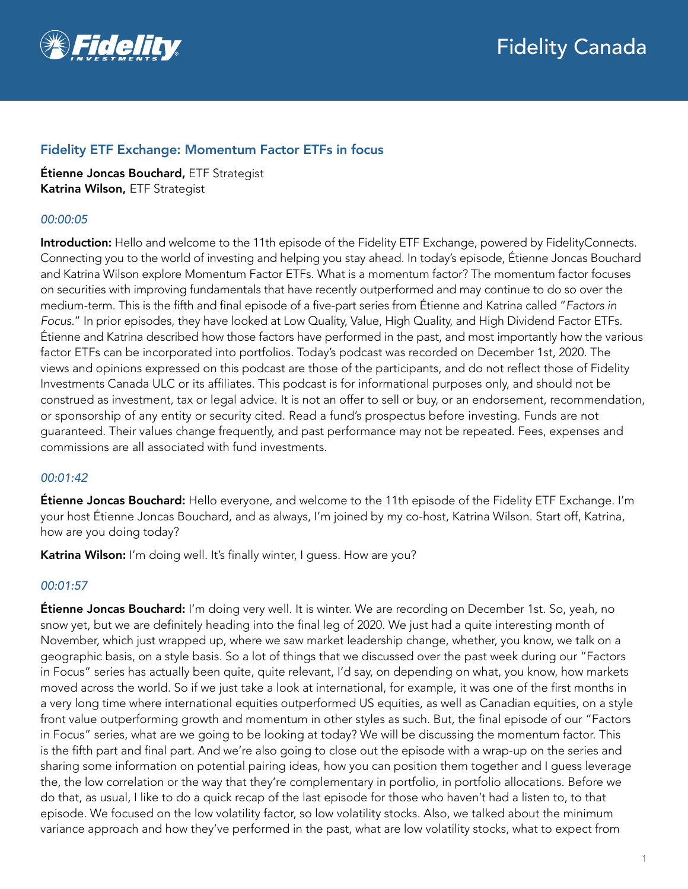## Fidelity ETF Exchange: Momentum Factor ETFs in focus

**Étienne Joncas Bouchard,** ETF Strategist
**Katrina Wilson,** ETF Strategist

*00:00:05*

**Introduction:** Hello and welcome to the 11th episode of the Fidelity ETF Exchange, powered by FidelityConnects. Connecting you to the world of investing and helping you stay ahead. In today's episode, Étienne Joncas Bouchard and Katrina Wilson explore Momentum Factor ETFs. What is a momentum factor? The momentum factor focuses on securities with improving fundamentals that have recently outperformed and may continue to do so over the medium-term. This is the fifth and final episode of a five-part series from Étienne and Katrina called "*Factors in Focus.*" In prior episodes, they have looked at Low Quality, Value, High Quality, and High Dividend Factor ETFs. Étienne and Katrina described how those factors have performed in the past, and most importantly how the various factor ETFs can be incorporated into portfolios. Today's podcast was recorded on December 1st, 2020. The views and opinions expressed on this podcast are those of the participants, and do not reflect those of Fidelity Investments Canada ULC or its affiliates. This podcast is for informational purposes only, and should not be construed as investment, tax or legal advice. It is not an offer to sell or buy, or an endorsement, recommendation, or sponsorship of any entity or security cited. Read a fund's prospectus before investing. Funds are not guaranteed. Their values change frequently, and past performance may not be repeated. Fees, expenses and commissions are all associated with fund investments.

*00:01:42*

**Étienne Joncas Bouchard:** Hello everyone, and welcome to the 11th episode of the Fidelity ETF Exchange. I'm your host Étienne Joncas Bouchard, and as always, I'm joined by my co-host, Katrina Wilson. Start off, Katrina, how are you doing today?

**Katrina Wilson:** I'm doing well. It's finally winter, I guess. How are you?

*00:01:57*

**Étienne Joncas Bouchard:** I'm doing very well. It is winter. We are recording on December 1st. So, yeah, no snow yet, but we are definitely heading into the final leg of 2020. We just had a quite interesting month of November, which just wrapped up, where we saw market leadership change, whether, you know, we talk on a geographic basis, on a style basis. So a lot of things that we discussed over the past week during our "Factors in Focus" series has actually been quite, quite relevant, I'd say, on depending on what, you know, how markets moved across the world. So if we just take a look at international, for example, it was one of the first months in a very long time where international equities outperformed US equities, as well as Canadian equities, on a style front value outperforming growth and momentum in other styles as such. But, the final episode of our "Factors in Focus" series, what are we going to be looking at today? We will be discussing the momentum factor. This is the fifth part and final part. And we're also going to close out the episode with a wrap-up on the series and sharing some information on potential pairing ideas, how you can position them together and I guess leverage the, the low correlation or the way that they're complementary in portfolio, in portfolio allocations. Before we do that, as usual, I like to do a quick recap of the last episode for those who haven't had a listen to, to that episode. We focused on the low volatility factor, so low volatility stocks. Also, we talked about the minimum variance approach and how they've performed in the past, what are low volatility stocks, what to expect from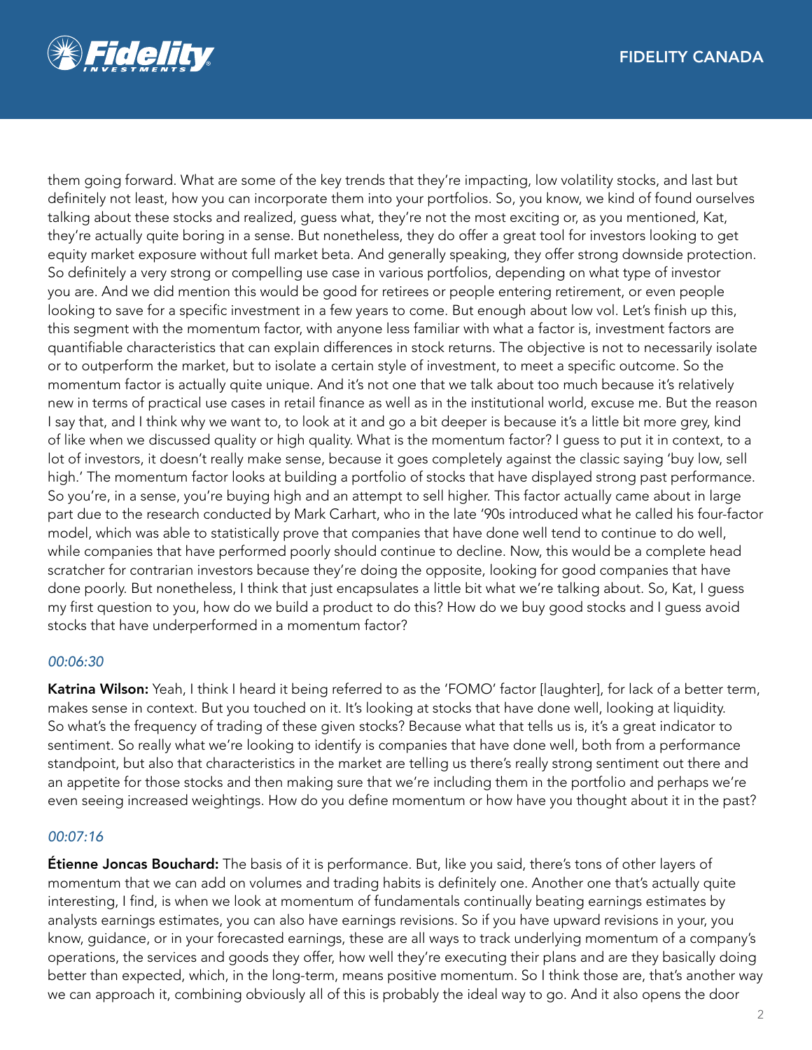them going forward. What are some of the key trends that they're impacting, low volatility stocks, and last but definitely not least, how you can incorporate them into your portfolios. So, you know, we kind of found ourselves talking about these stocks and realized, guess what, they're not the most exciting or, as you mentioned, Kat, they're actually quite boring in a sense. But nonetheless, they do offer a great tool for investors looking to get equity market exposure without full market beta. And generally speaking, they offer strong downside protection. So definitely a very strong or compelling use case in various portfolios, depending on what type of investor you are. And we did mention this would be good for retirees or people entering retirement, or even people looking to save for a specific investment in a few years to come. But enough about low vol. Let's finish up this, this segment with the momentum factor, with anyone less familiar with what a factor is, investment factors are quantifiable characteristics that can explain differences in stock returns. The objective is not to necessarily isolate or to outperform the market, but to isolate a certain style of investment, to meet a specific outcome. So the momentum factor is actually quite unique. And it's not one that we talk about too much because it's relatively new in terms of practical use cases in retail finance as well as in the institutional world, excuse me. But the reason I say that, and I think why we want to, to look at it and go a bit deeper is because it's a little bit more grey, kind of like when we discussed quality or high quality. What is the momentum factor? I guess to put it in context, to a lot of investors, it doesn't really make sense, because it goes completely against the classic saying 'buy low, sell high.' The momentum factor looks at building a portfolio of stocks that have displayed strong past performance. So you're, in a sense, you're buying high and an attempt to sell higher. This factor actually came about in large part due to the research conducted by Mark Carhart, who in the late '90s introduced what he called his four-factor model, which was able to statistically prove that companies that have done well tend to continue to do well, while companies that have performed poorly should continue to decline. Now, this would be a complete head scratcher for contrarian investors because they're doing the opposite, looking for good companies that have done poorly. But nonetheless, I think that just encapsulates a little bit what we're talking about. So, Kat, I guess my first question to you, how do we build a product to do this? How do we buy good stocks and I guess avoid stocks that have underperformed in a momentum factor?

*00:06:30*

**Katrina Wilson:** Yeah, I think I heard it being referred to as the 'FOMO' factor [laughter], for lack of a better term, makes sense in context. But you touched on it. It's looking at stocks that have done well, looking at liquidity. So what's the frequency of trading of these given stocks? Because what that tells us is, it's a great indicator to sentiment. So really what we're looking to identify is companies that have done well, both from a performance standpoint, but also that characteristics in the market are telling us there's really strong sentiment out there and an appetite for those stocks and then making sure that we're including them in the portfolio and perhaps we're even seeing increased weightings. How do you define momentum or how have you thought about it in the past?

*00:07:16*

**Étienne Joncas Bouchard:** The basis of it is performance. But, like you said, there's tons of other layers of momentum that we can add on volumes and trading habits is definitely one. Another one that's actually quite interesting, I find, is when we look at momentum of fundamentals continually beating earnings estimates by analysts earnings estimates, you can also have earnings revisions. So if you have upward revisions in your, you know, guidance, or in your forecasted earnings, these are all ways to track underlying momentum of a company's operations, the services and goods they offer, how well they're executing their plans and are they basically doing better than expected, which, in the long-term, means positive momentum. So I think those are, that's another way we can approach it, combining obviously all of this is probably the ideal way to go. And it also opens the door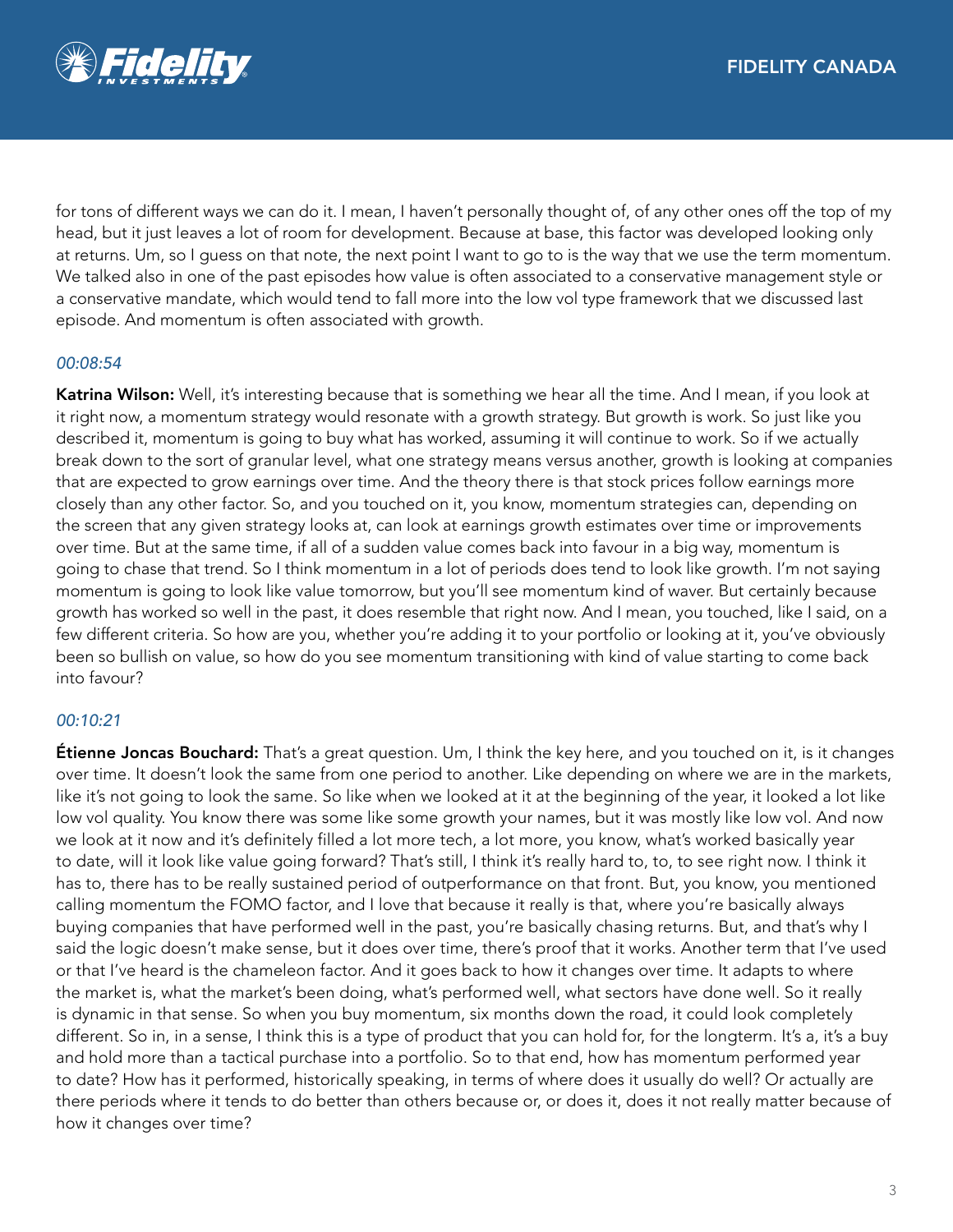for tons of different ways we can do it. I mean, I haven't personally thought of, of any other ones off the top of my head, but it just leaves a lot of room for development. Because at base, this factor was developed looking only at returns. Um, so I guess on that note, the next point I want to go to is the way that we use the term momentum. We talked also in one of the past episodes how value is often associated to a conservative management style or a conservative mandate, which would tend to fall more into the low vol type framework that we discussed last episode. And momentum is often associated with growth.

*00:08:54*

**Katrina Wilson:** Well, it's interesting because that is something we hear all the time. And I mean, if you look at it right now, a momentum strategy would resonate with a growth strategy. But growth is work. So just like you described it, momentum is going to buy what has worked, assuming it will continue to work. So if we actually break down to the sort of granular level, what one strategy means versus another, growth is looking at companies that are expected to grow earnings over time. And the theory there is that stock prices follow earnings more closely than any other factor. So, and you touched on it, you know, momentum strategies can, depending on the screen that any given strategy looks at, can look at earnings growth estimates over time or improvements over time. But at the same time, if all of a sudden value comes back into favour in a big way, momentum is going to chase that trend. So I think momentum in a lot of periods does tend to look like growth. I'm not saying momentum is going to look like value tomorrow, but you'll see momentum kind of waver. But certainly because growth has worked so well in the past, it does resemble that right now. And I mean, you touched, like I said, on a few different criteria. So how are you, whether you're adding it to your portfolio or looking at it, you've obviously been so bullish on value, so how do you see momentum transitioning with kind of value starting to come back into favour?

*00:10:21*

**Étienne Joncas Bouchard:** That's a great question. Um, I think the key here, and you touched on it, is it changes over time. It doesn't look the same from one period to another. Like depending on where we are in the markets, like it's not going to look the same. So like when we looked at it at the beginning of the year, it looked a lot like low vol quality. You know there was some like some growth your names, but it was mostly like low vol. And now we look at it now and it's definitely filled a lot more tech, a lot more, you know, what's worked basically year to date, will it look like value going forward? That's still, I think it's really hard to, to, to see right now. I think it has to, there has to be really sustained period of outperformance on that front. But, you know, you mentioned calling momentum the FOMO factor, and I love that because it really is that, where you're basically always buying companies that have performed well in the past, you're basically chasing returns. But, and that's why I said the logic doesn't make sense, but it does over time, there's proof that it works. Another term that I've used or that I've heard is the chameleon factor. And it goes back to how it changes over time. It adapts to where the market is, what the market's been doing, what's performed well, what sectors have done well. So it really is dynamic in that sense. So when you buy momentum, six months down the road, it could look completely different. So in, in a sense, I think this is a type of product that you can hold for, for the longterm. It's a, it's a buy and hold more than a tactical purchase into a portfolio. So to that end, how has momentum performed year to date? How has it performed, historically speaking, in terms of where does it usually do well? Or actually are there periods where it tends to do better than others because or, or does it, does it not really matter because of how it changes over time?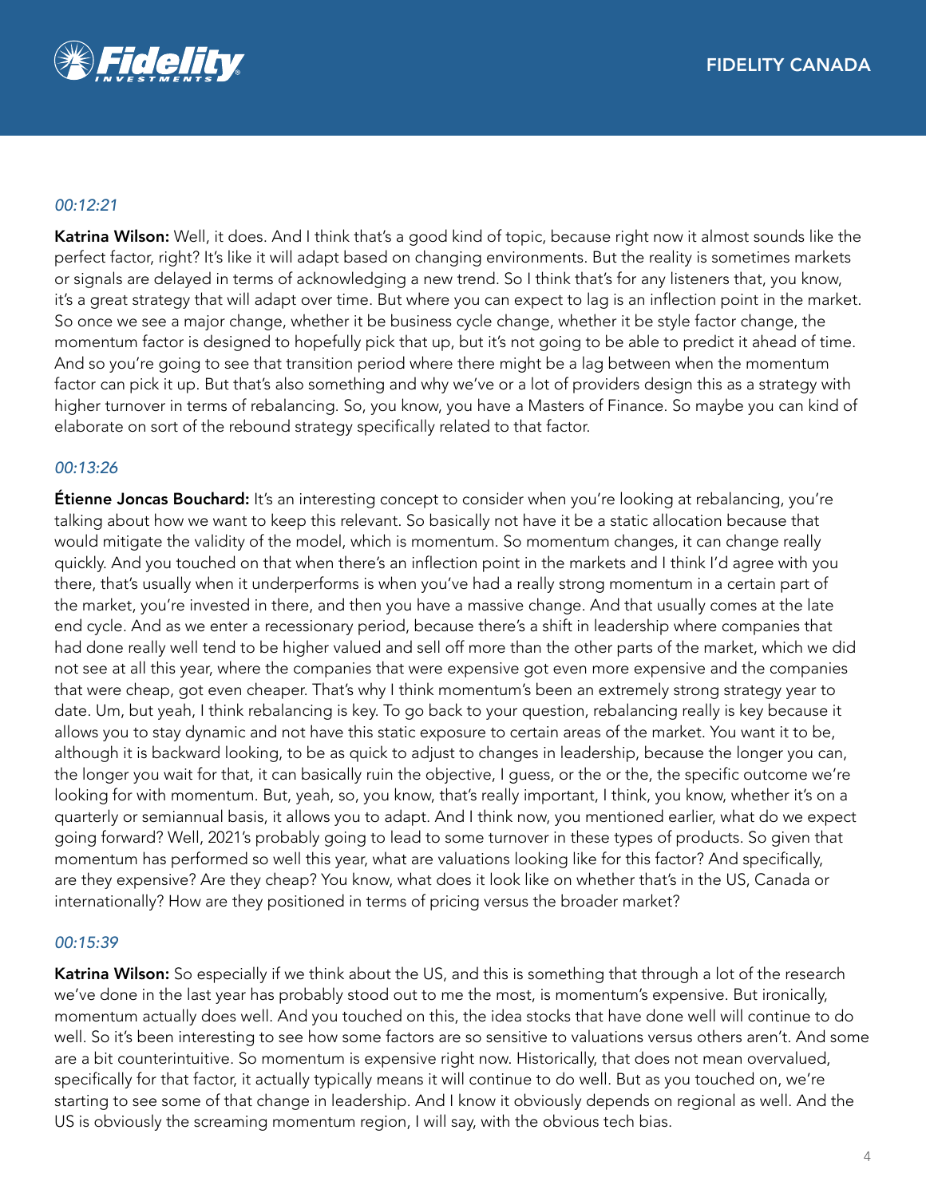*00:12:21*

**Katrina Wilson:** Well, it does. And I think that's a good kind of topic, because right now it almost sounds like the perfect factor, right? It's like it will adapt based on changing environments. But the reality is sometimes markets or signals are delayed in terms of acknowledging a new trend. So I think that's for any listeners that, you know, it's a great strategy that will adapt over time. But where you can expect to lag is an inflection point in the market. So once we see a major change, whether it be business cycle change, whether it be style factor change, the momentum factor is designed to hopefully pick that up, but it's not going to be able to predict it ahead of time. And so you're going to see that transition period where there might be a lag between when the momentum factor can pick it up. But that's also something and why we've or a lot of providers design this as a strategy with higher turnover in terms of rebalancing. So, you know, you have a Masters of Finance. So maybe you can kind of elaborate on sort of the rebound strategy specifically related to that factor.

*00:13:26*

**Étienne Joncas Bouchard:** It's an interesting concept to consider when you're looking at rebalancing, you're talking about how we want to keep this relevant. So basically not have it be a static allocation because that would mitigate the validity of the model, which is momentum. So momentum changes, it can change really quickly. And you touched on that when there's an inflection point in the markets and I think I'd agree with you there, that's usually when it underperforms is when you've had a really strong momentum in a certain part of the market, you're invested in there, and then you have a massive change. And that usually comes at the late end cycle. And as we enter a recessionary period, because there's a shift in leadership where companies that had done really well tend to be higher valued and sell off more than the other parts of the market, which we did not see at all this year, where the companies that were expensive got even more expensive and the companies that were cheap, got even cheaper. That's why I think momentum's been an extremely strong strategy year to date. Um, but yeah, I think rebalancing is key. To go back to your question, rebalancing really is key because it allows you to stay dynamic and not have this static exposure to certain areas of the market. You want it to be, although it is backward looking, to be as quick to adjust to changes in leadership, because the longer you can, the longer you wait for that, it can basically ruin the objective, I guess, or the or the, the specific outcome we're looking for with momentum. But, yeah, so, you know, that's really important, I think, you know, whether it's on a quarterly or semiannual basis, it allows you to adapt. And I think now, you mentioned earlier, what do we expect going forward? Well, 2021's probably going to lead to some turnover in these types of products. So given that momentum has performed so well this year, what are valuations looking like for this factor? And specifically, are they expensive? Are they cheap? You know, what does it look like on whether that's in the US, Canada or internationally? How are they positioned in terms of pricing versus the broader market?

*00:15:39*

**Katrina Wilson:** So especially if we think about the US, and this is something that through a lot of the research we've done in the last year has probably stood out to me the most, is momentum's expensive. But ironically, momentum actually does well. And you touched on this, the idea stocks that have done well will continue to do well. So it's been interesting to see how some factors are so sensitive to valuations versus others aren't. And some are a bit counterintuitive. So momentum is expensive right now. Historically, that does not mean overvalued, specifically for that factor, it actually typically means it will continue to do well. But as you touched on, we're starting to see some of that change in leadership. And I know it obviously depends on regional as well. And the US is obviously the screaming momentum region, I will say, with the obvious tech bias.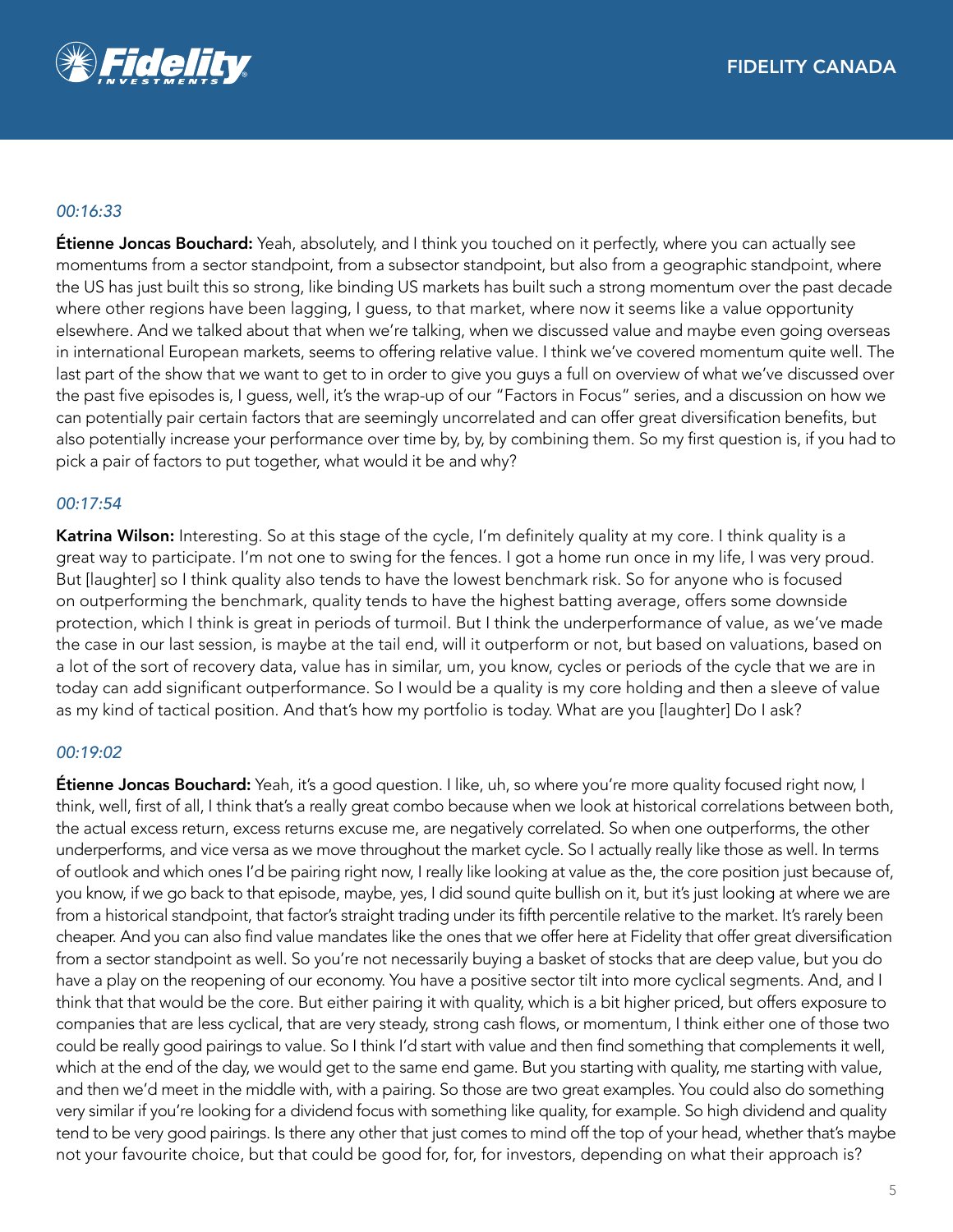*00:16:33*

**Étienne Joncas Bouchard:** Yeah, absolutely, and I think you touched on it perfectly, where you can actually see momentums from a sector standpoint, from a subsector standpoint, but also from a geographic standpoint, where the US has just built this so strong, like binding US markets has built such a strong momentum over the past decade where other regions have been lagging, I guess, to that market, where now it seems like a value opportunity elsewhere. And we talked about that when we're talking, when we discussed value and maybe even going overseas in international European markets, seems to offering relative value. I think we've covered momentum quite well. The last part of the show that we want to get to in order to give you guys a full on overview of what we've discussed over the past five episodes is, I guess, well, it's the wrap-up of our "Factors in Focus" series, and a discussion on how we can potentially pair certain factors that are seemingly uncorrelated and can offer great diversification benefits, but also potentially increase your performance over time by, by, by combining them. So my first question is, if you had to pick a pair of factors to put together, what would it be and why?

*00:17:54*

**Katrina Wilson:** Interesting. So at this stage of the cycle, I'm definitely quality at my core. I think quality is a great way to participate. I'm not one to swing for the fences. I got a home run once in my life, I was very proud. But [laughter] so I think quality also tends to have the lowest benchmark risk. So for anyone who is focused on outperforming the benchmark, quality tends to have the highest batting average, offers some downside protection, which I think is great in periods of turmoil. But I think the underperformance of value, as we've made the case in our last session, is maybe at the tail end, will it outperform or not, but based on valuations, based on a lot of the sort of recovery data, value has in similar, um, you know, cycles or periods of the cycle that we are in today can add significant outperformance. So I would be a quality is my core holding and then a sleeve of value as my kind of tactical position. And that's how my portfolio is today. What are you [laughter] Do I ask?

*00:19:02*

**Étienne Joncas Bouchard:** Yeah, it's a good question. I like, uh, so where you're more quality focused right now, I think, well, first of all, I think that's a really great combo because when we look at historical correlations between both, the actual excess return, excess returns excuse me, are negatively correlated. So when one outperforms, the other underperforms, and vice versa as we move throughout the market cycle. So I actually really like those as well. In terms of outlook and which ones I'd be pairing right now, I really like looking at value as the, the core position just because of, you know, if we go back to that episode, maybe, yes, I did sound quite bullish on it, but it's just looking at where we are from a historical standpoint, that factor's straight trading under its fifth percentile relative to the market. It's rarely been cheaper. And you can also find value mandates like the ones that we offer here at Fidelity that offer great diversification from a sector standpoint as well. So you're not necessarily buying a basket of stocks that are deep value, but you do have a play on the reopening of our economy. You have a positive sector tilt into more cyclical segments. And, and I think that that would be the core. But either pairing it with quality, which is a bit higher priced, but offers exposure to companies that are less cyclical, that are very steady, strong cash flows, or momentum, I think either one of those two could be really good pairings to value. So I think I'd start with value and then find something that complements it well, which at the end of the day, we would get to the same end game. But you starting with quality, me starting with value, and then we'd meet in the middle with, with a pairing. So those are two great examples. You could also do something very similar if you're looking for a dividend focus with something like quality, for example. So high dividend and quality tend to be very good pairings. Is there any other that just comes to mind off the top of your head, whether that's maybe not your favourite choice, but that could be good for, for, for investors, depending on what their approach is?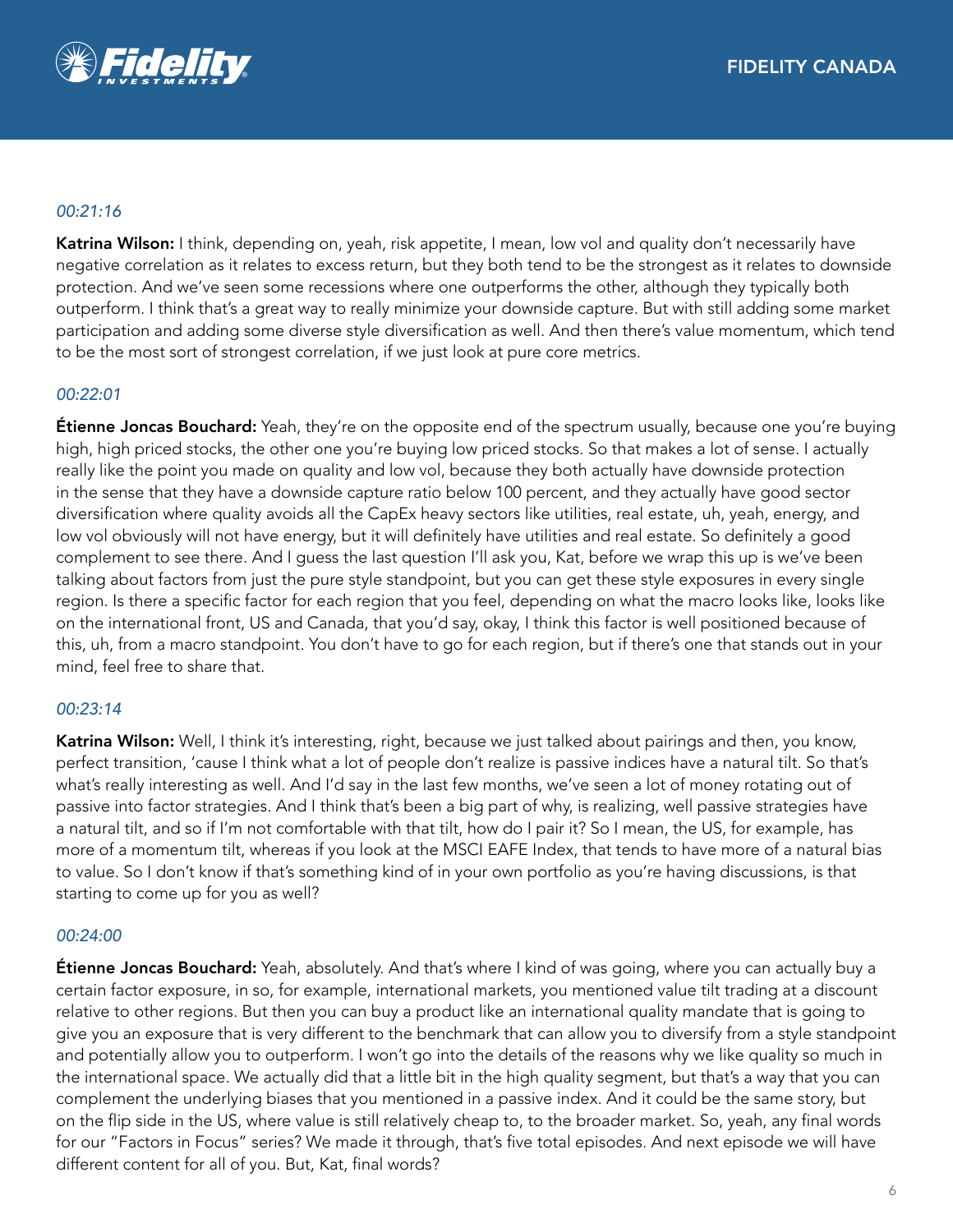*00:21:16*

**Katrina Wilson:** I think, depending on, yeah, risk appetite, I mean, low vol and quality don't necessarily have negative correlation as it relates to excess return, but they both tend to be the strongest as it relates to downside protection. And we've seen some recessions where one outperforms the other, although they typically both outperform. I think that's a great way to really minimize your downside capture. But with still adding some market participation and adding some diverse style diversification as well. And then there's value momentum, which tend to be the most sort of strongest correlation, if we just look at pure core metrics.

*00:22:01*

**Étienne Joncas Bouchard:** Yeah, they're on the opposite end of the spectrum usually, because one you're buying high, high priced stocks, the other one you're buying low priced stocks. So that makes a lot of sense. I actually really like the point you made on quality and low vol, because they both actually have downside protection in the sense that they have a downside capture ratio below 100 percent, and they actually have good sector diversification where quality avoids all the CapEx heavy sectors like utilities, real estate, uh, yeah, energy, and low vol obviously will not have energy, but it will definitely have utilities and real estate. So definitely a good complement to see there. And I guess the last question I'll ask you, Kat, before we wrap this up is we've been talking about factors from just the pure style standpoint, but you can get these style exposures in every single region. Is there a specific factor for each region that you feel, depending on what the macro looks like, looks like on the international front, US and Canada, that you'd say, okay, I think this factor is well positioned because of this, uh, from a macro standpoint. You don't have to go for each region, but if there's one that stands out in your mind, feel free to share that.

*00:23:14*

**Katrina Wilson:** Well, I think it's interesting, right, because we just talked about pairings and then, you know, perfect transition, 'cause I think what a lot of people don't realize is passive indices have a natural tilt. So that's what's really interesting as well. And I'd say in the last few months, we've seen a lot of money rotating out of passive into factor strategies. And I think that's been a big part of why, is realizing, well passive strategies have a natural tilt, and so if I'm not comfortable with that tilt, how do I pair it? So I mean, the US, for example, has more of a momentum tilt, whereas if you look at the MSCI EAFE Index, that tends to have more of a natural bias to value. So I don't know if that's something kind of in your own portfolio as you're having discussions, is that starting to come up for you as well?

*00:24:00*

**Étienne Joncas Bouchard:** Yeah, absolutely. And that's where I kind of was going, where you can actually buy a certain factor exposure, in so, for example, international markets, you mentioned value tilt trading at a discount relative to other regions. But then you can buy a product like an international quality mandate that is going to give you an exposure that is very different to the benchmark that can allow you to diversify from a style standpoint and potentially allow you to outperform. I won't go into the details of the reasons why we like quality so much in the international space. We actually did that a little bit in the high quality segment, but that's a way that you can complement the underlying biases that you mentioned in a passive index. And it could be the same story, but on the flip side in the US, where value is still relatively cheap to, to the broader market. So, yeah, any final words for our "Factors in Focus" series? We made it through, that's five total episodes. And next episode we will have different content for all of you. But, Kat, final words?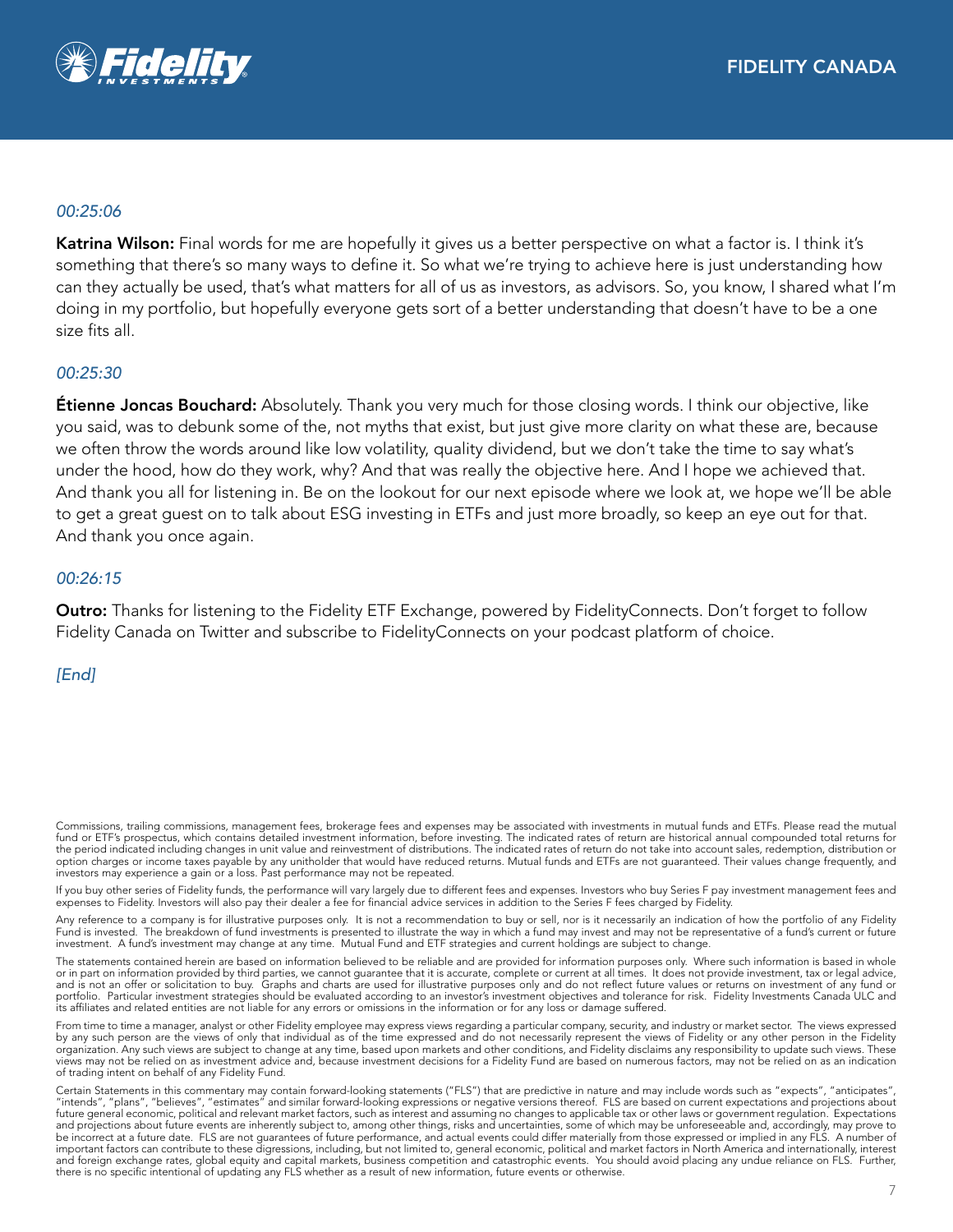*00:25:06*

**Katrina Wilson:** Final words for me are hopefully it gives us a better perspective on what a factor is. I think it's something that there's so many ways to define it. So what we're trying to achieve here is just understanding how can they actually be used, that's what matters for all of us as investors, as advisors. So, you know, I shared what I'm doing in my portfolio, but hopefully everyone gets sort of a better understanding that doesn't have to be a one size fits all.

*00:25:30*

**Étienne Joncas Bouchard:** Absolutely. Thank you very much for those closing words. I think our objective, like you said, was to debunk some of the, not myths that exist, but just give more clarity on what these are, because we often throw the words around like low volatility, quality dividend, but we don't take the time to say what's under the hood, how do they work, why? And that was really the objective here. And I hope we achieved that. And thank you all for listening in. Be on the lookout for our next episode where we look at, we hope we'll be able to get a great guest on to talk about ESG investing in ETFs and just more broadly, so keep an eye out for that. And thank you once again.

*00:26:15*

**Outro:** Thanks for listening to the Fidelity ETF Exchange, powered by FidelityConnects. Don't forget to follow Fidelity Canada on Twitter and subscribe to FidelityConnects on your podcast platform of choice.

*[End]*

Commissions, trailing commissions, management fees, brokerage fees and expenses may be associated with investments in mutual funds and ETFs. Please read the mutual fund or ETF's prospectus, which contains detailed investment information, before investing. The indicated rates of return are historical annual compounded total returns for the period indicated including changes in unit value and reinvestment of distributions. The indicated rates of return do not take into account sales, redemption, distribution or option charges or income taxes payable by any unitholder that would have reduced returns. Mutual funds and ETFs are not guaranteed. Their values change frequently, and investors may experience a gain or a loss. Past performance may not be repeated.

If you buy other series of Fidelity funds, the performance will vary largely due to different fees and expenses. Investors who buy Series F pay investment management fees and expenses to Fidelity. Investors will also pay their dealer a fee for financial advice services in addition to the Series F fees charged by Fidelity.

Any reference to a company is for illustrative purposes only. It is not a recommendation to buy or sell, nor is it necessarily an indication of how the portfolio of any Fidelity Fund is invested. The breakdown of fund investments is presented to illustrate the way in which a fund may invest and may not be representative of a fund's current or future investment. A fund's investment may change at any time. Mutual Fund and ETF strategies and current holdings are subject to change.

The statements contained herein are based on information believed to be reliable and are provided for information purposes only. Where such information is based in whole or in part on information provided by third parties, we cannot guarantee that it is accurate, complete or current at all times. It does not provide investment, tax or legal advice, and is not an offer or solicitation to buy. Graphs and charts are used for illustrative purposes only and do not reflect future values or returns on investment of any fund or portfolio. Particular investment strategies should be evaluated according to an investor's investment objectives and tolerance for risk. Fidelity Investments Canada ULC and its affiliates and related entities are not liable for any errors or omissions in the information or for any loss or damage suffered.

From time to time a manager, analyst or other Fidelity employee may express views regarding a particular company, security, and industry or market sector. The views expressed by any such person are the views of only that individual as of the time expressed and do not necessarily represent the views of Fidelity or any other person in the Fidelity organization. Any such views are subject to change at any time, based upon markets and other conditions, and Fidelity disclaims any responsibility to update such views. These views may not be relied on as investment advice and, because investment decisions for a Fidelity Fund are based on numerous factors, may not be relied on as an indication of trading intent on behalf of any Fidelity Fund.

Certain Statements in this commentary may contain forward-looking statements ("FLS") that are predictive in nature and may include words such as "expects", "anticipates", "intends", "plans", "believes", "estimates" and similar forward-looking expressions or negative versions thereof. FLS are based on current expectations and projections about future general economic, political and relevant market factors, such as interest and assuming no changes to applicable tax or other laws or government regulation. Expectations and projections about future events are inherently subject to, among other things, risks and uncertainties, some of which may be unforeseeable and, accordingly, may prove to be incorrect at a future date. FLS are not guarantees of future performance, and actual events could differ materially from those expressed or implied in any FLS. A number of important factors can contribute to these digressions, including, but not limited to, general economic, political and market factors in North America and internationally, interest and foreign exchange rates, global equity and capital markets, business competition and catastrophic events. You should avoid placing any undue reliance on FLS. Further, there is no specific intentional of updating any FLS whether as a result of new information, future events or otherwise.